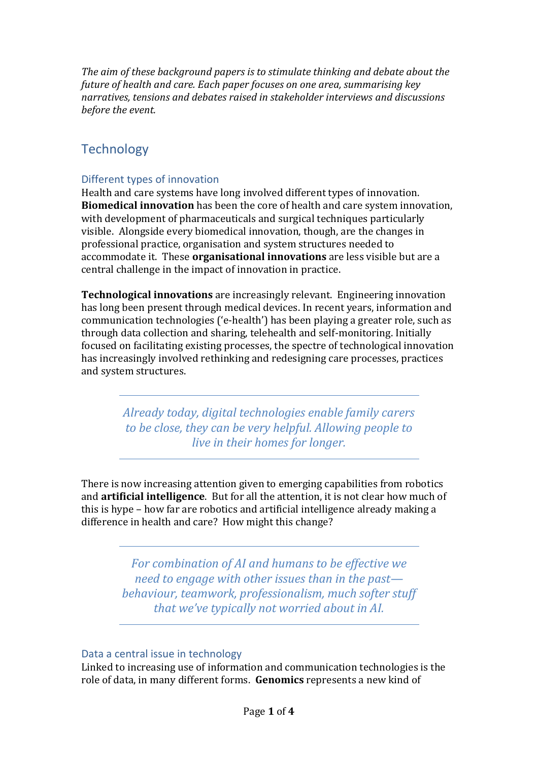*The aim of these background papers is to stimulate thinking and debate about the future of health and care. Each paper focuses on one area, summarising key narratives, tensions and debates raised in stakeholder interviews and discussions before the event.*

# Technology

## Different types of innovation

Health and care systems have long involved different types of innovation. **Biomedical innovation** has been the core of health and care system innovation, with development of pharmaceuticals and surgical techniques particularly visible. Alongside every biomedical innovation, though, are the changes in professional practice, organisation and system structures needed to accommodate it. These **organisational innovations** are less visible but are a central challenge in the impact of innovation in practice.

**Technological innovations** are increasingly relevant. Engineering innovation has long been present through medical devices. In recent years, information and communication technologies ('e-health') has been playing a greater role, such as through data collection and sharing, telehealth and self-monitoring. Initially focused on facilitating existing processes, the spectre of technological innovation has increasingly involved rethinking and redesigning care processes, practices and system structures.

> *Already today, digital technologies enable family carers to be close, they can be very helpful. Allowing people to live in their homes for longer.*

There is now increasing attention given to emerging capabilities from robotics and **artificial intelligence**. But for all the attention, it is not clear how much of this is hype – how far are robotics and artificial intelligence already making a difference in health and care? How might this change?

> *For combination of AI and humans to be effective we need to engage with other issues than in the past—behaviour, teamwork, professionalism, much softer stuff that we've typically not worried about in AI.*

## Data a central issue in technology

Linked to increasing use of information and communication technologies is the role of data, in many different forms. **Genomics** represents a new kind of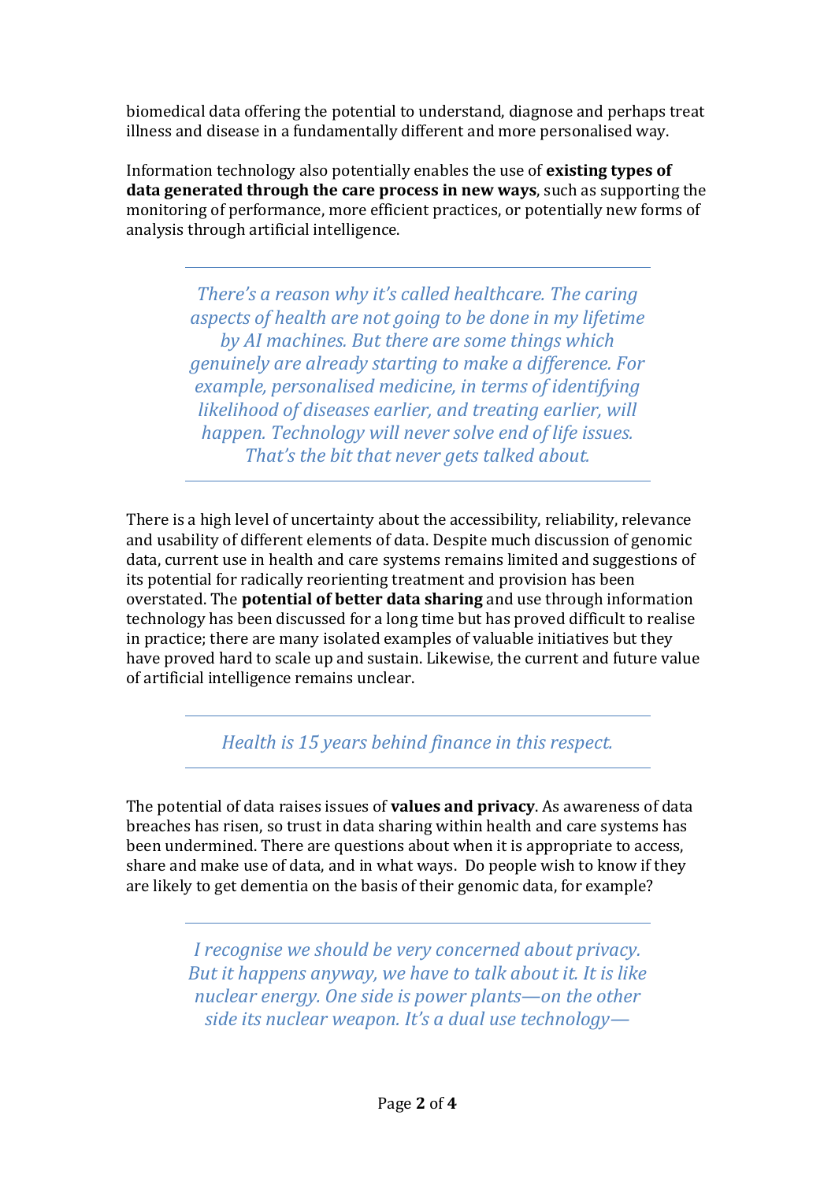biomedical data offering the potential to understand, diagnose and perhaps treat illness and disease in a fundamentally different and more personalised way.

Information technology also potentially enables the use of **existing types of data generated through the care process in new ways**, such as supporting the monitoring of performance, more efficient practices, or potentially new forms of analysis through artificial intelligence.

---

> *There's a reason why it's called healthcare. The caring aspects of health are not going to be done in my lifetime by AI machines. But there are some things which genuinely are already starting to make a difference. For example, personalised medicine, in terms of identifying likelihood of diseases earlier, and treating earlier, will happen. Technology will never solve end of life issues. That's the bit that never gets talked about.*

---

There is a high level of uncertainty about the accessibility, reliability, relevance and usability of different elements of data. Despite much discussion of genomic data, current use in health and care systems remains limited and suggestions of its potential for radically reorienting treatment and provision has been overstated. The **potential of better data sharing** and use through information technology has been discussed for a long time but has proved difficult to realise in practice; there are many isolated examples of valuable initiatives but they have proved hard to scale up and sustain. Likewise, the current and future value of artificial intelligence remains unclear.

---

> *Health is 15 years behind finance in this respect.*

---

The potential of data raises issues of **values and privacy**. As awareness of data breaches has risen, so trust in data sharing within health and care systems has been undermined. There are questions about when it is appropriate to access, share and make use of data, and in what ways. Do people wish to know if they are likely to get dementia on the basis of their genomic data, for example?

---

> *I recognise we should be very concerned about privacy. But it happens anyway, we have to talk about it. It is like nuclear energy. One side is power plants—on the other side its nuclear weapon. It's a dual use technology—*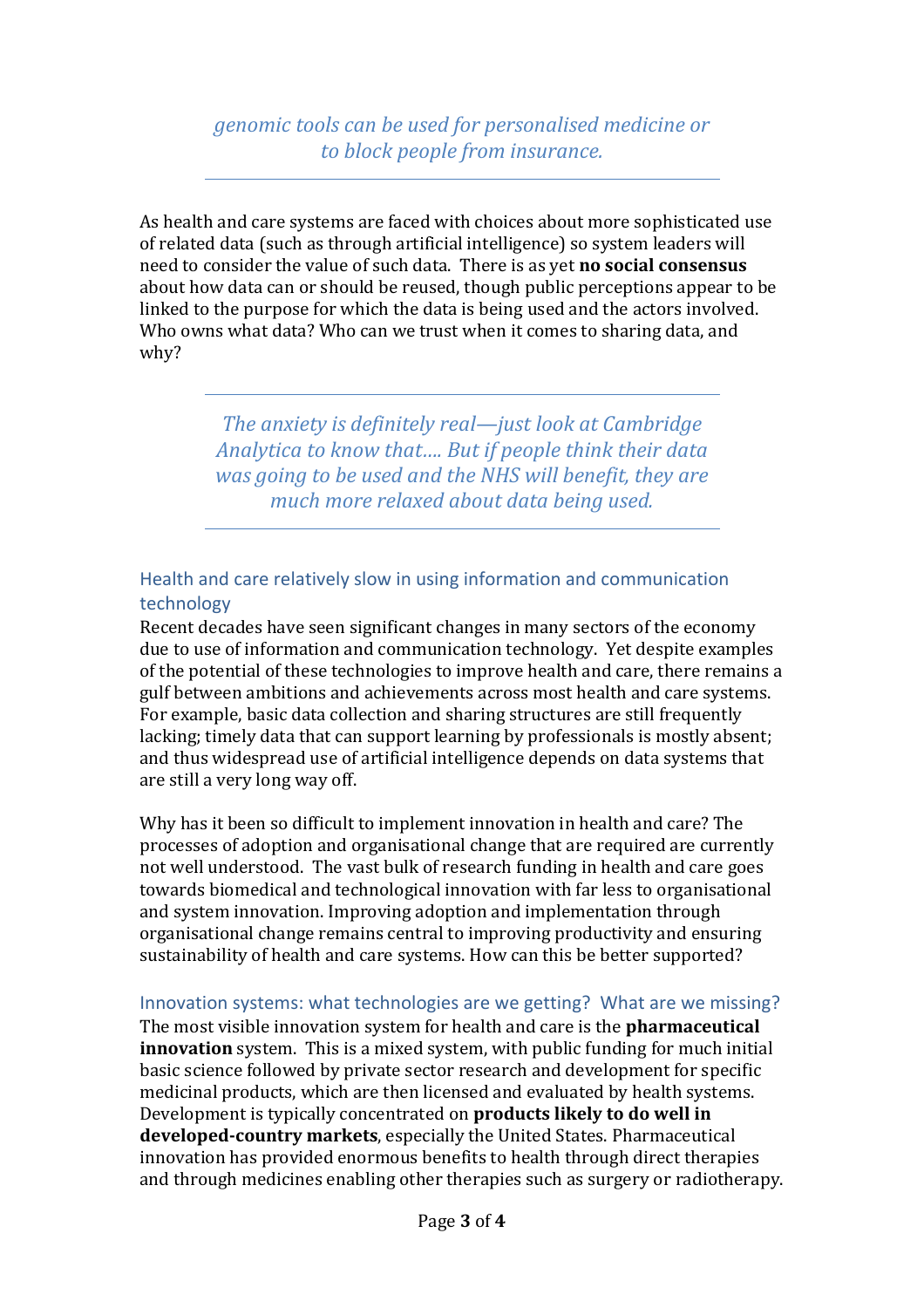*genomic tools can be used for personalised medicine or to block people from insurance.*

---

As health and care systems are faced with choices about more sophisticated use of related data (such as through artificial intelligence) so system leaders will need to consider the value of such data. There is as yet **no social consensus** about how data can or should be reused, though public perceptions appear to be linked to the purpose for which the data is being used and the actors involved. Who owns what data? Who can we trust when it comes to sharing data, and why?

---

*The anxiety is definitely real—just look at Cambridge Analytica to know that…. But if people think their data was going to be used and the NHS will benefit, they are much more relaxed about data being used.*

---

## Health and care relatively slow in using information and communication technology

Recent decades have seen significant changes in many sectors of the economy due to use of information and communication technology. Yet despite examples of the potential of these technologies to improve health and care, there remains a gulf between ambitions and achievements across most health and care systems. For example, basic data collection and sharing structures are still frequently lacking; timely data that can support learning by professionals is mostly absent; and thus widespread use of artificial intelligence depends on data systems that are still a very long way off.

Why has it been so difficult to implement innovation in health and care? The processes of adoption and organisational change that are required are currently not well understood. The vast bulk of research funding in health and care goes towards biomedical and technological innovation with far less to organisational and system innovation. Improving adoption and implementation through organisational change remains central to improving productivity and ensuring sustainability of health and care systems. How can this be better supported?

## Innovation systems: what technologies are we getting? What are we missing?

The most visible innovation system for health and care is the **pharmaceutical innovation** system. This is a mixed system, with public funding for much initial basic science followed by private sector research and development for specific medicinal products, which are then licensed and evaluated by health systems. Development is typically concentrated on **products likely to do well in developed-country markets**, especially the United States. Pharmaceutical innovation has provided enormous benefits to health through direct therapies and through medicines enabling other therapies such as surgery or radiotherapy.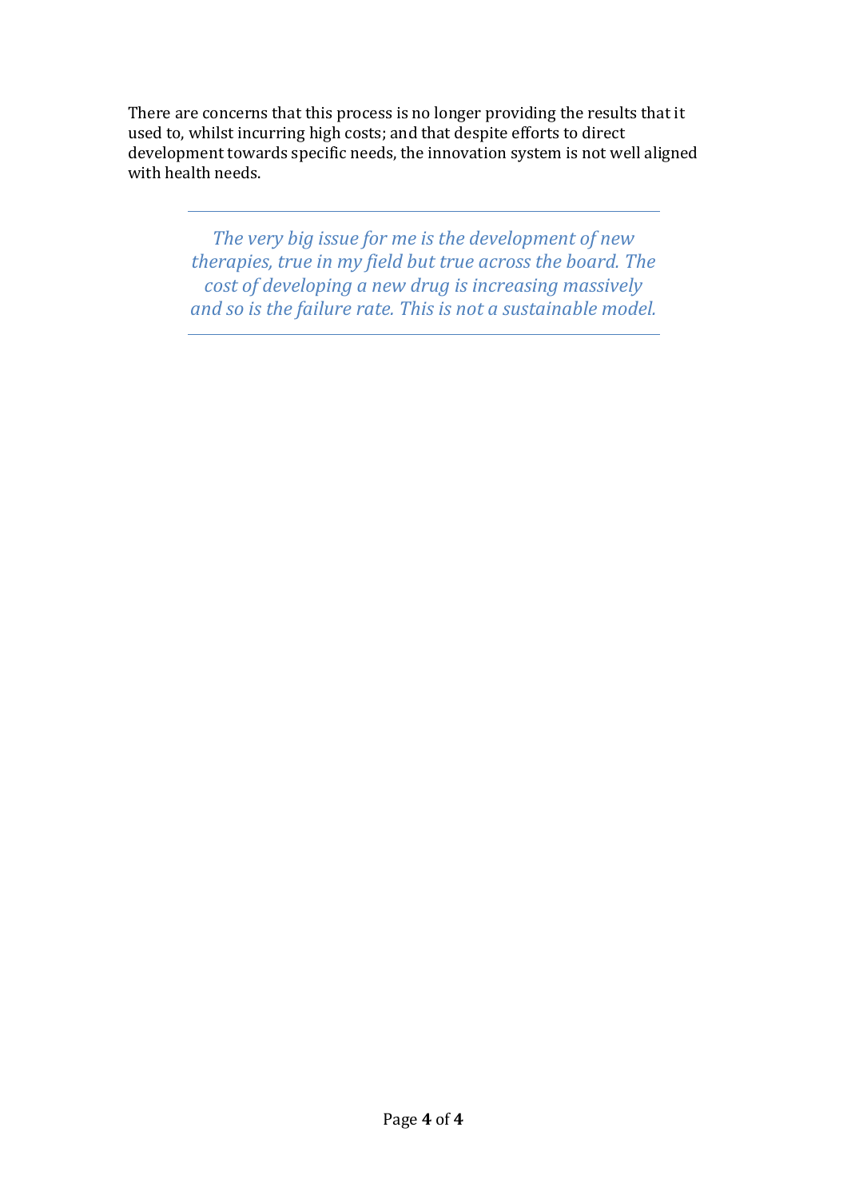There are concerns that this process is no longer providing the results that it used to, whilst incurring high costs; and that despite efforts to direct development towards specific needs, the innovation system is not well aligned with health needs.

---

> *The very big issue for me is the development of new therapies, true in my field but true across the board. The cost of developing a new drug is increasing massively and so is the failure rate. This is not a sustainable model.*

---